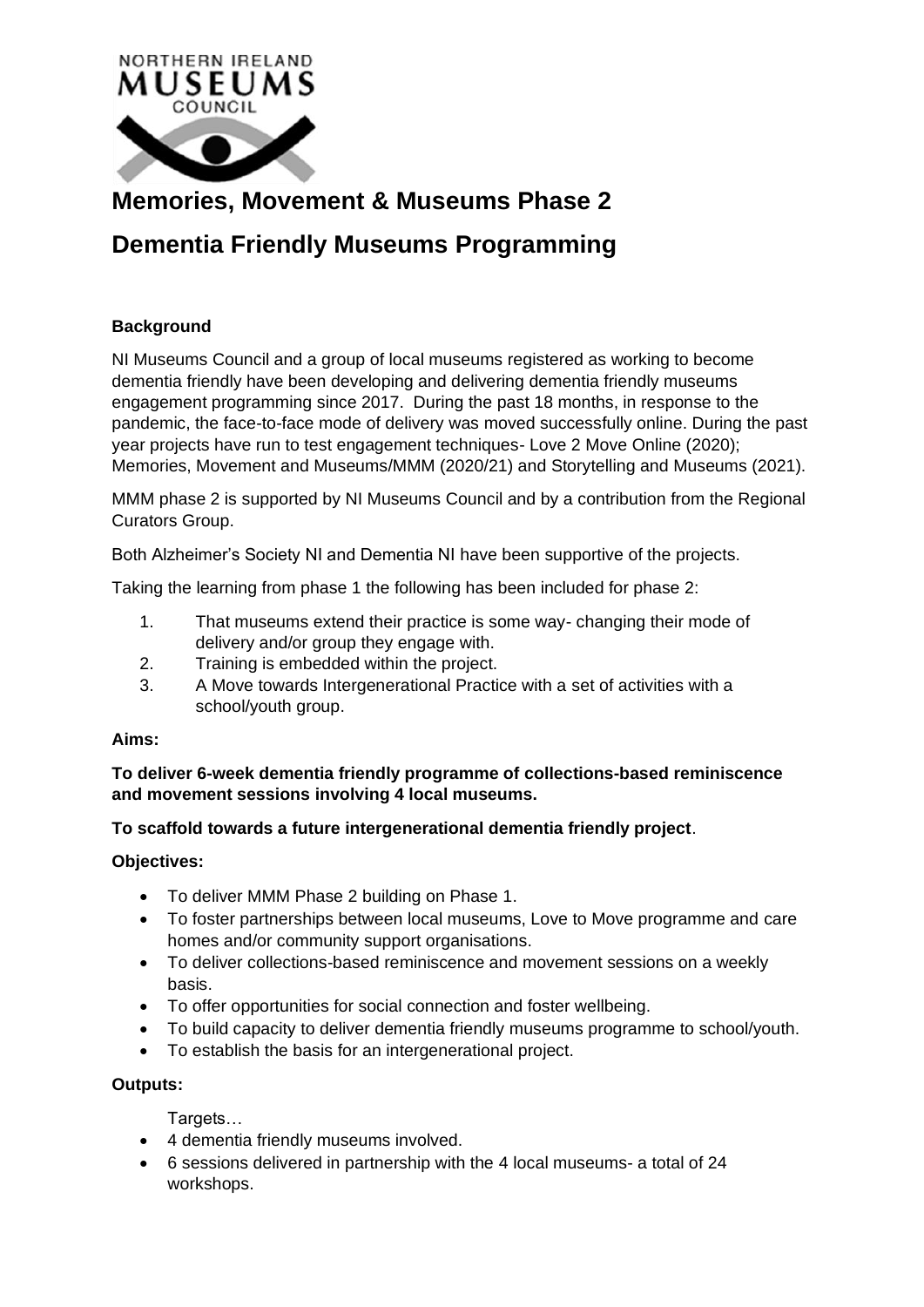# Memories, Movement & Museums Phase 2

# Dementia Friendly Museums Programming

**Background**

NI Museums Council and a group of local museums registered as working to become dementia friendly have been developing and delivering dementia friendly museums engagement programming since 2017. During the past 18 months, in response to the pandemic, the face-to-face mode of delivery was moved successfully online. During the past year projects have run to test engagement techniques- Love 2 Move Online (2020); Memories, Movement and Museums/MMM (2020/21) and Storytelling and Museums (2021).

MMM phase 2 is supported by NI Museums Council and by a contribution from the Regional Curators Group.

Both Alzheimer's Society NI and Dementia NI have been supportive of the projects.

Taking the learning from phase 1 the following has been included for phase 2:

1. That museums extend their practice is some way- changing their mode of delivery and/or group they engage with.
2. Training is embedded within the project.
3. A Move towards Intergenerational Practice with a set of activities with a school/youth group.

**Aims:**

**To deliver 6-week dementia friendly programme of collections-based reminiscence and movement sessions involving 4 local museums.**

**To scaffold towards a future intergenerational dementia friendly project**.

**Objectives:**

- To deliver MMM Phase 2 building on Phase 1.
- To foster partnerships between local museums, Love to Move programme and care homes and/or community support organisations.
- To deliver collections-based reminiscence and movement sessions on a weekly basis.
- To offer opportunities for social connection and foster wellbeing.
- To build capacity to deliver dementia friendly museums programme to school/youth.
- To establish the basis for an intergenerational project.

**Outputs:**

Targets…

- 4 dementia friendly museums involved.
- 6 sessions delivered in partnership with the 4 local museums- a total of 24 workshops.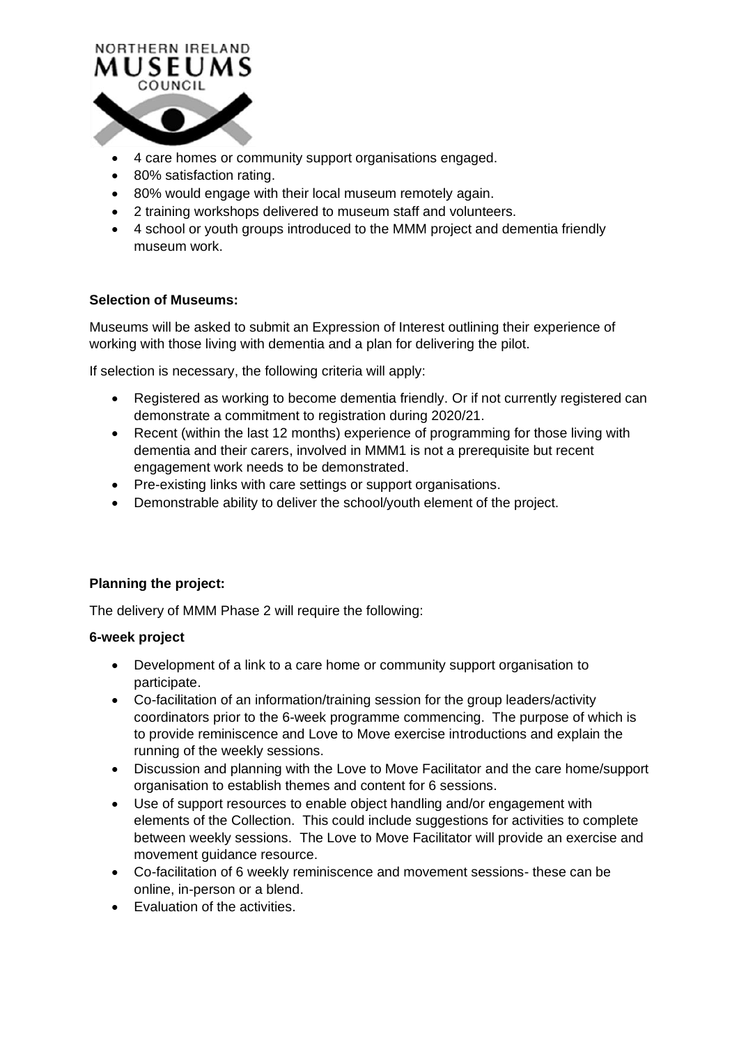- 4 care homes or community support organisations engaged.
- 80% satisfaction rating.
- 80% would engage with their local museum remotely again.
- 2 training workshops delivered to museum staff and volunteers.
- 4 school or youth groups introduced to the MMM project and dementia friendly museum work.

**Selection of Museums:**

Museums will be asked to submit an Expression of Interest outlining their experience of working with those living with dementia and a plan for delivering the pilot.

If selection is necessary, the following criteria will apply:

- Registered as working to become dementia friendly. Or if not currently registered can demonstrate a commitment to registration during 2020/21.
- Recent (within the last 12 months) experience of programming for those living with dementia and their carers, involved in MMM1 is not a prerequisite but recent engagement work needs to be demonstrated.
- Pre-existing links with care settings or support organisations.
- Demonstrable ability to deliver the school/youth element of the project.

**Planning the project:**

The delivery of MMM Phase 2 will require the following:

**6-week project**

- Development of a link to a care home or community support organisation to participate.
- Co-facilitation of an information/training session for the group leaders/activity coordinators prior to the 6-week programme commencing. The purpose of which is to provide reminiscence and Love to Move exercise introductions and explain the running of the weekly sessions.
- Discussion and planning with the Love to Move Facilitator and the care home/support organisation to establish themes and content for 6 sessions.
- Use of support resources to enable object handling and/or engagement with elements of the Collection. This could include suggestions for activities to complete between weekly sessions. The Love to Move Facilitator will provide an exercise and movement guidance resource.
- Co-facilitation of 6 weekly reminiscence and movement sessions- these can be online, in-person or a blend.
- Evaluation of the activities.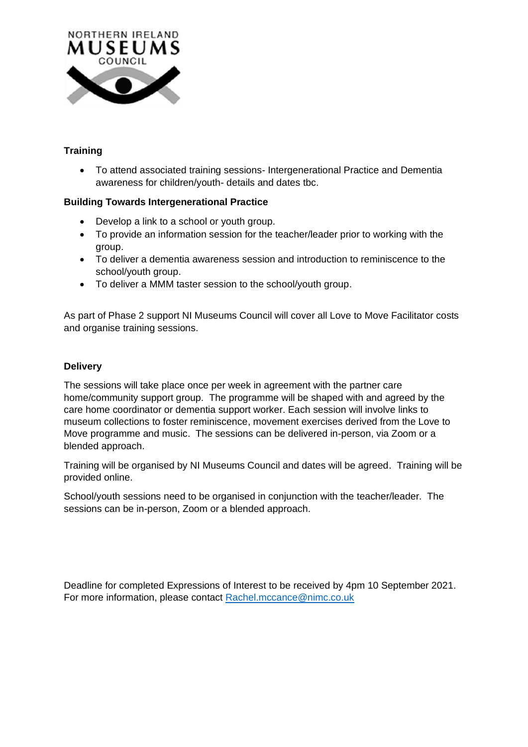**Training**

- To attend associated training sessions- Intergenerational Practice and Dementia awareness for children/youth- details and dates tbc.

**Building Towards Intergenerational Practice**

- Develop a link to a school or youth group.
- To provide an information session for the teacher/leader prior to working with the group.
- To deliver a dementia awareness session and introduction to reminiscence to the school/youth group.
- To deliver a MMM taster session to the school/youth group.

As part of Phase 2 support NI Museums Council will cover all Love to Move Facilitator costs and organise training sessions.

**Delivery**

The sessions will take place once per week in agreement with the partner care home/community support group. The programme will be shaped with and agreed by the care home coordinator or dementia support worker. Each session will involve links to museum collections to foster reminiscence, movement exercises derived from the Love to Move programme and music. The sessions can be delivered in-person, via Zoom or a blended approach.

Training will be organised by NI Museums Council and dates will be agreed. Training will be provided online.

School/youth sessions need to be organised in conjunction with the teacher/leader. The sessions can be in-person, Zoom or a blended approach.

Deadline for completed Expressions of Interest to be received by 4pm 10 September 2021. For more information, please contact Rachel.mccance@nimc.co.uk